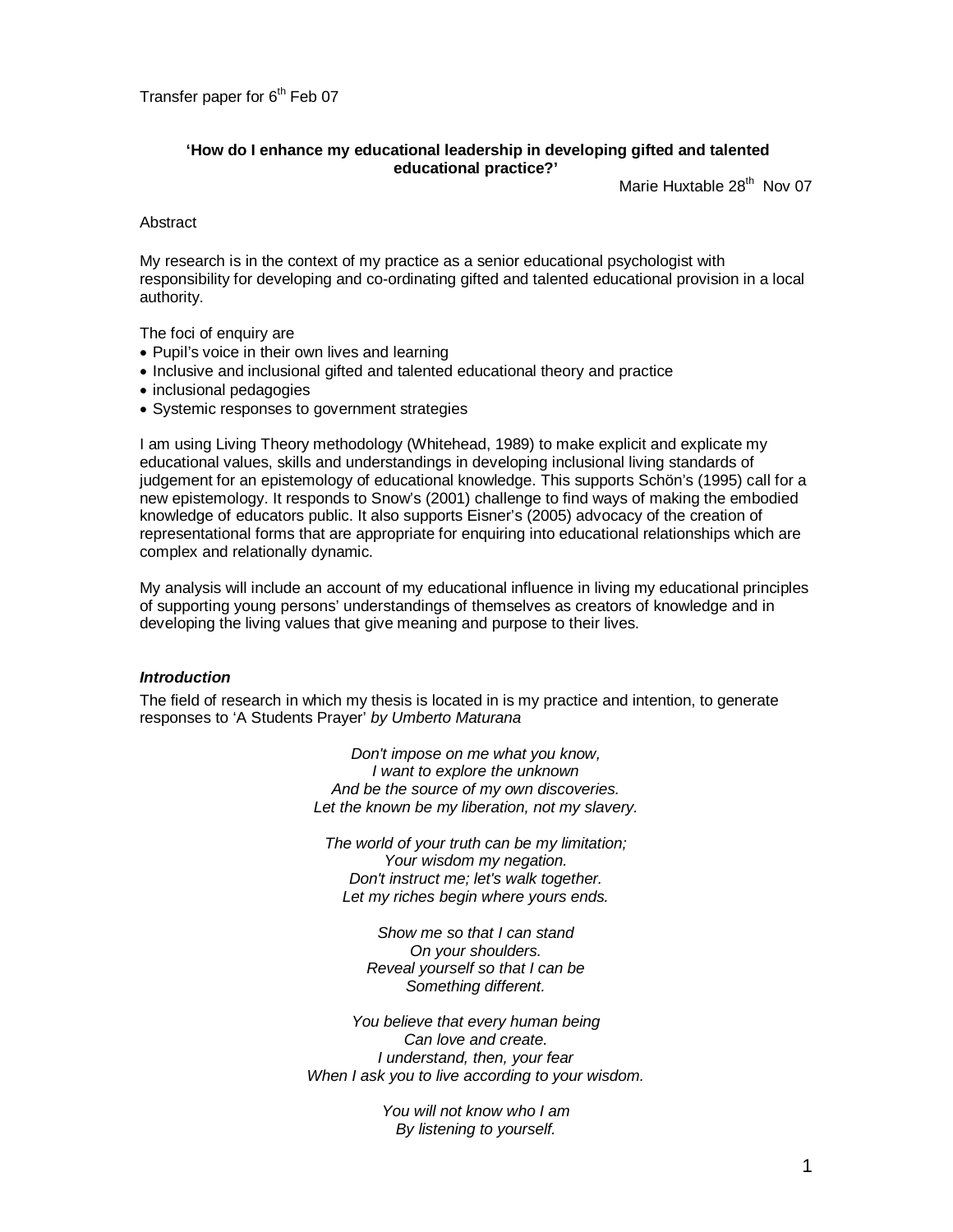Transfer paper for 6th Feb 07

**'How do I enhance my educational leadership in developing gifted and talented educational practice?'**

Marie Huxtable 28th Nov 07

Abstract

My research is in the context of my practice as a senior educational psychologist with responsibility for developing and co-ordinating gifted and talented educational provision in a local authority.

The foci of enquiry are

- Pupil's voice in their own lives and learning
- Inclusive and inclusional gifted and talented educational theory and practice
- inclusional pedagogies
- Systemic responses to government strategies

I am using Living Theory methodology (Whitehead, 1989) to make explicit and explicate my educational values, skills and understandings in developing inclusional living standards of judgement for an epistemology of educational knowledge. This supports Schön's (1995) call for a new epistemology. It responds to Snow's (2001) challenge to find ways of making the embodied knowledge of educators public. It also supports Eisner's (2005) advocacy of the creation of representational forms that are appropriate for enquiring into educational relationships which are complex and relationally dynamic.

My analysis will include an account of my educational influence in living my educational principles of supporting young persons' understandings of themselves as creators of knowledge and in developing the living values that give meaning and purpose to their lives.

### *Introduction*

The field of research in which my thesis is located in is my practice and intention, to generate responses to 'A Students Prayer' *by Umberto Maturana*

*Don't impose on me what you know,*
*I want to explore the unknown*
*And be the source of my own discoveries.*
*Let the known be my liberation, not my slavery.*

*The world of your truth can be my limitation;*
*Your wisdom my negation.*
*Don't instruct me; let's walk together.*
*Let my riches begin where yours ends.*

*Show me so that I can stand*
*On your shoulders.*
*Reveal yourself so that I can be*
*Something different.*

*You believe that every human being*
*Can love and create.*
*I understand, then, your fear*
*When I ask you to live according to your wisdom.*

*You will not know who I am*
*By listening to yourself.*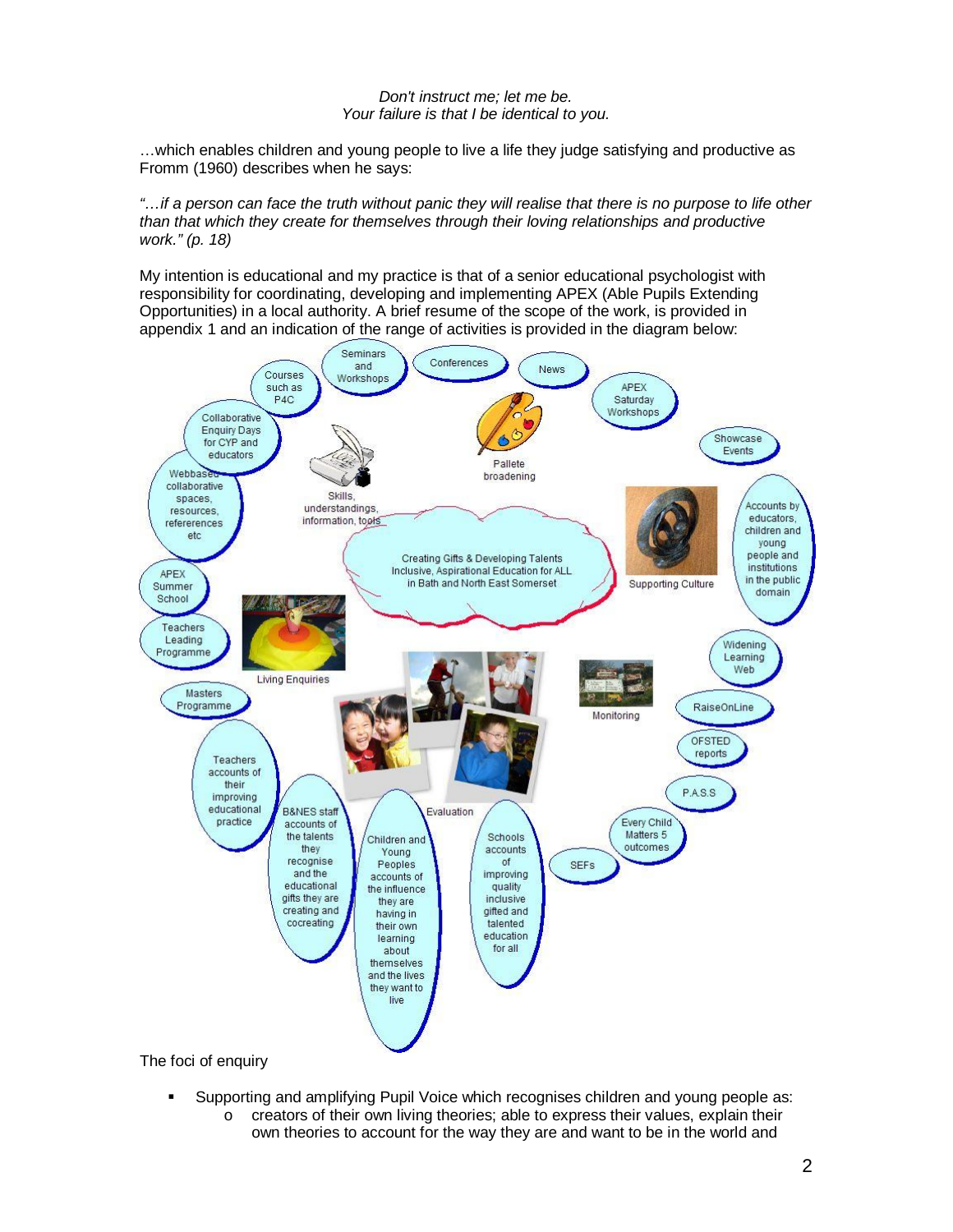*Don't instruct me; let me be.*
*Your failure is that I be identical to you.*

…which enables children and young people to live a life they judge satisfying and productive as Fromm (1960) describes when he says:

*"…if a person can face the truth without panic they will realise that there is no purpose to life other than that which they create for themselves through their loving relationships and productive work." (p. 18)*

My intention is educational and my practice is that of a senior educational psychologist with responsibility for coordinating, developing and implementing APEX (Able Pupils Extending Opportunities) in a local authority. A brief resume of the scope of the work, is provided in appendix 1 and an indication of the range of activities is provided in the diagram below:

- Creating Gifts & Developing Talents Inclusive, Aspirational Education for ALL in Bath and North East Somerset
- Seminars and Workshops
- Conferences
- News
- APEX Saturday Workshops
- Showcase Events
- Accounts by educators, children and young people and institutions in the public domain
- Widening Learning Web
- RaiseOnLine
- OFSTED reports
- P.A.S.S
- Every Child Matters 5 outcomes
- SEFs
- Schools accounts of improving quality inclusive gifted and talented education for all
- Children and Young Peoples accounts of the influence they are having in their own learning about themselves and the lives they want to live
- B&NES staff accounts of the talents they recognise and the educational gifts they are creating and cocreating
- Teachers accounts of their improving educational practice
- Masters Programme
- Teachers Leading Programme
- APEX Summer School
- Webbased collaborative spaces, resources, refereerences etc
- Collaborative Enquiry Days for CYP and educators
- Courses such as P4C
- Pallete broadening
- Skills, understandings, information, tools
- Supporting Culture
- Living Enquiries
- Monitoring
- Evaluation

The foci of enquiry

- Supporting and amplifying Pupil Voice which recognises children and young people as:
  - creators of their own living theories; able to express their values, explain their own theories to account for the way they are and want to be in the world and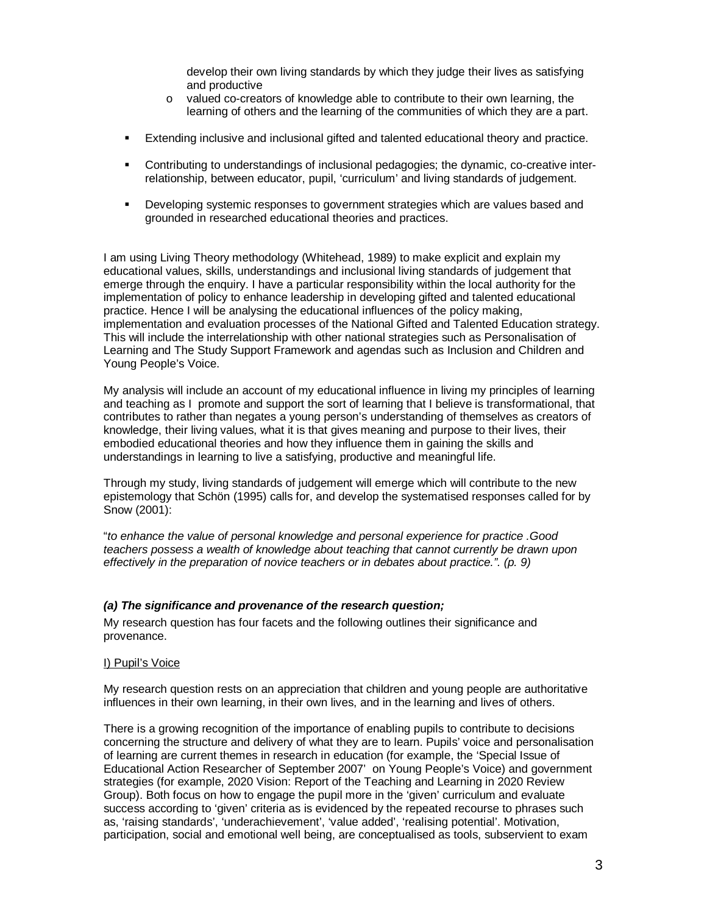develop their own living standards by which they judge their lives as satisfying and productive
  - valued co-creators of knowledge able to contribute to their own learning, the learning of others and the learning of the communities of which they are a part.

- Extending inclusive and inclusional gifted and talented educational theory and practice.

- Contributing to understandings of inclusional pedagogies; the dynamic, co-creative inter-relationship, between educator, pupil, 'curriculum' and living standards of judgement.

- Developing systemic responses to government strategies which are values based and grounded in researched educational theories and practices.

I am using Living Theory methodology (Whitehead, 1989) to make explicit and explain my educational values, skills, understandings and inclusional living standards of judgement that emerge through the enquiry. I have a particular responsibility within the local authority for the implementation of policy to enhance leadership in developing gifted and talented educational practice. Hence I will be analysing the educational influences of the policy making, implementation and evaluation processes of the National Gifted and Talented Education strategy. This will include the interrelationship with other national strategies such as Personalisation of Learning and The Study Support Framework and agendas such as Inclusion and Children and Young People's Voice.

My analysis will include an account of my educational influence in living my principles of learning and teaching as I promote and support the sort of learning that I believe is transformational, that contributes to rather than negates a young person's understanding of themselves as creators of knowledge, their living values, what it is that gives meaning and purpose to their lives, their embodied educational theories and how they influence them in gaining the skills and understandings in learning to live a satisfying, productive and meaningful life.

Through my study, living standards of judgement will emerge which will contribute to the new epistemology that Schön (1995) calls for, and develop the systematised responses called for by Snow (2001):

"*to enhance the value of personal knowledge and personal experience for practice .Good teachers possess a wealth of knowledge about teaching that cannot currently be drawn upon effectively in the preparation of novice teachers or in debates about practice.". (p. 9)*

### *(a) The significance and provenance of the research question;*

My research question has four facets and the following outlines their significance and provenance.

I) Pupil's Voice

My research question rests on an appreciation that children and young people are authoritative influences in their own learning, in their own lives, and in the learning and lives of others.

There is a growing recognition of the importance of enabling pupils to contribute to decisions concerning the structure and delivery of what they are to learn. Pupils' voice and personalisation of learning are current themes in research in education (for example, the 'Special Issue of Educational Action Researcher of September 2007' on Young People's Voice) and government strategies (for example, 2020 Vision: Report of the Teaching and Learning in 2020 Review Group). Both focus on how to engage the pupil more in the 'given' curriculum and evaluate success according to 'given' criteria as is evidenced by the repeated recourse to phrases such as, 'raising standards', 'underachievement', 'value added', 'realising potential'. Motivation, participation, social and emotional well being, are conceptualised as tools, subservient to exam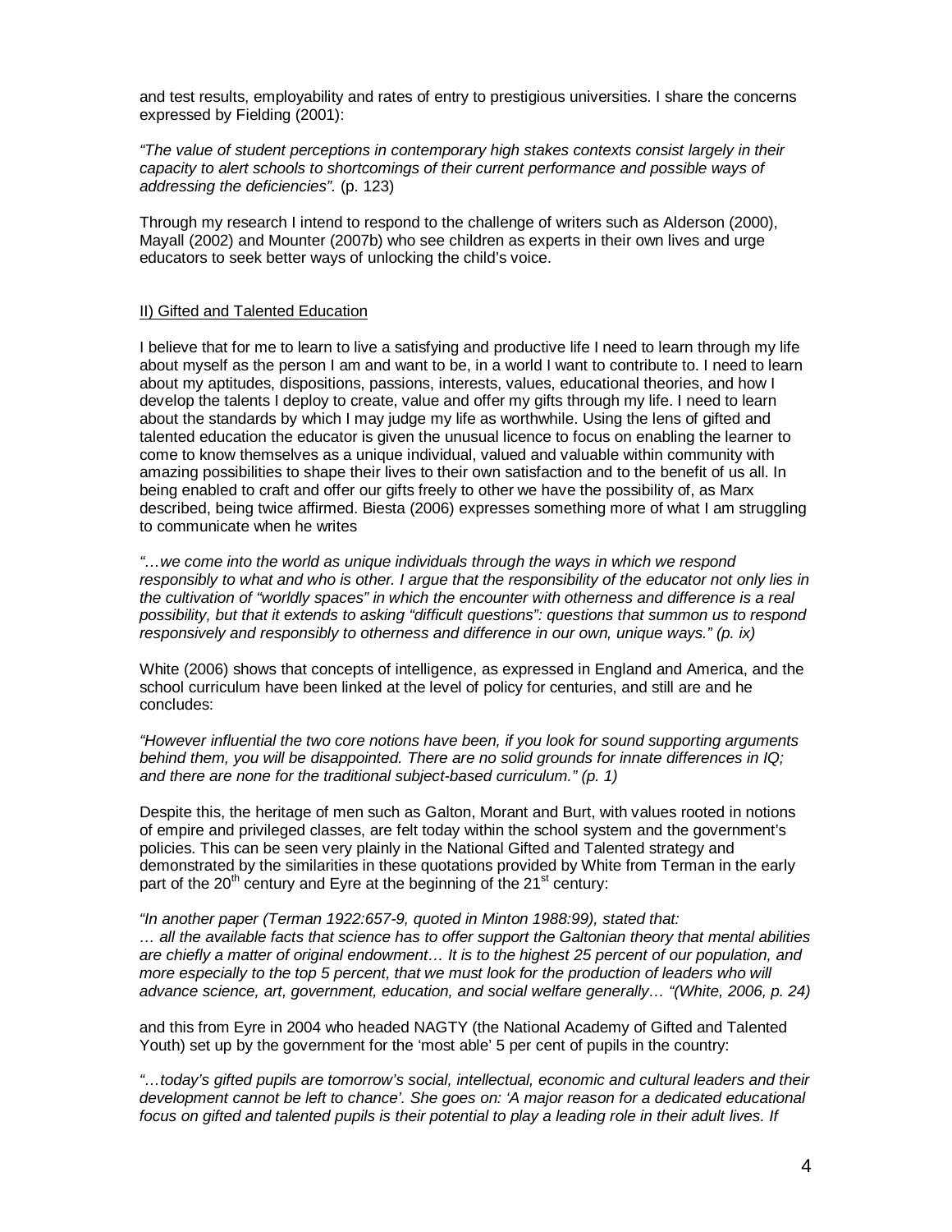and test results, employability and rates of entry to prestigious universities. I share the concerns expressed by Fielding (2001):

*"The value of student perceptions in contemporary high stakes contexts consist largely in their capacity to alert schools to shortcomings of their current performance and possible ways of addressing the deficiencies".* (p. 123)

Through my research I intend to respond to the challenge of writers such as Alderson (2000), Mayall (2002) and Mounter (2007b) who see children as experts in their own lives and urge educators to seek better ways of unlocking the child's voice.

## II) Gifted and Talented Education

I believe that for me to learn to live a satisfying and productive life I need to learn through my life about myself as the person I am and want to be, in a world I want to contribute to. I need to learn about my aptitudes, dispositions, passions, interests, values, educational theories, and how I develop the talents I deploy to create, value and offer my gifts through my life. I need to learn about the standards by which I may judge my life as worthwhile. Using the lens of gifted and talented education the educator is given the unusual licence to focus on enabling the learner to come to know themselves as a unique individual, valued and valuable within community with amazing possibilities to shape their lives to their own satisfaction and to the benefit of us all. In being enabled to craft and offer our gifts freely to other we have the possibility of, as Marx described, being twice affirmed. Biesta (2006) expresses something more of what I am struggling to communicate when he writes

*"…we come into the world as unique individuals through the ways in which we respond responsibly to what and who is other. I argue that the responsibility of the educator not only lies in the cultivation of "worldly spaces" in which the encounter with otherness and difference is a real possibility, but that it extends to asking "difficult questions": questions that summon us to respond responsively and responsibly to otherness and difference in our own, unique ways." (p. ix)*

White (2006) shows that concepts of intelligence, as expressed in England and America, and the school curriculum have been linked at the level of policy for centuries, and still are and he concludes:

*"However influential the two core notions have been, if you look for sound supporting arguments behind them, you will be disappointed. There are no solid grounds for innate differences in IQ; and there are none for the traditional subject-based curriculum." (p. 1)*

Despite this, the heritage of men such as Galton, Morant and Burt, with values rooted in notions of empire and privileged classes, are felt today within the school system and the government's policies. This can be seen very plainly in the National Gifted and Talented strategy and demonstrated by the similarities in these quotations provided by White from Terman in the early part of the 20th century and Eyre at the beginning of the 21st century:

*"In another paper (Terman 1922:657-9, quoted in Minton 1988:99), stated that:*
*… all the available facts that science has to offer support the Galtonian theory that mental abilities are chiefly a matter of original endowment… It is to the highest 25 percent of our population, and more especially to the top 5 percent, that we must look for the production of leaders who will advance science, art, government, education, and social welfare generally… "(White, 2006, p. 24)*

and this from Eyre in 2004 who headed NAGTY (the National Academy of Gifted and Talented Youth) set up by the government for the 'most able' 5 per cent of pupils in the country:

*"…today's gifted pupils are tomorrow's social, intellectual, economic and cultural leaders and their development cannot be left to chance'. She goes on: 'A major reason for a dedicated educational focus on gifted and talented pupils is their potential to play a leading role in their adult lives. If*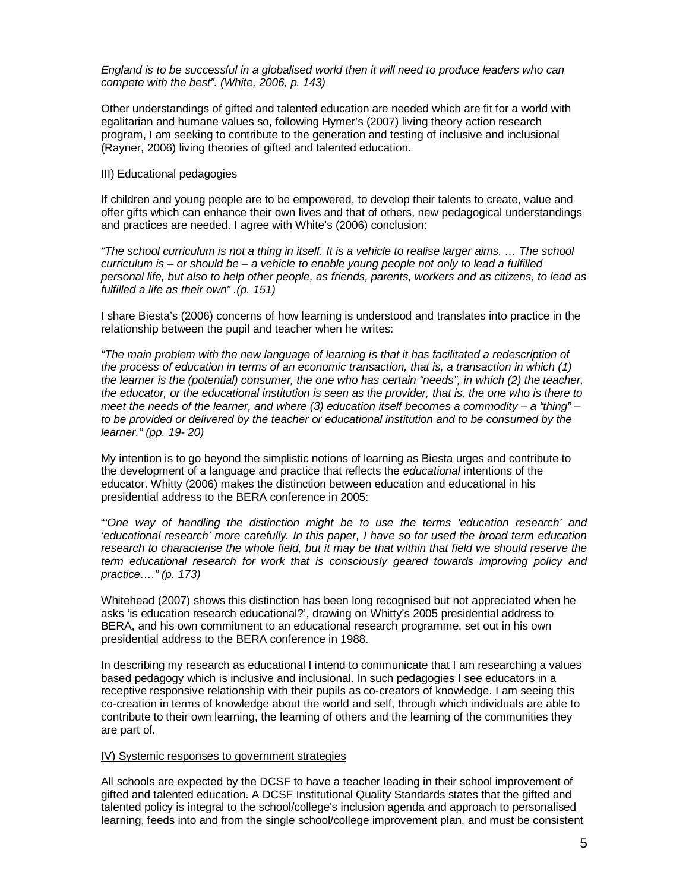*England is to be successful in a globalised world then it will need to produce leaders who can compete with the best". (White, 2006, p. 143)*

Other understandings of gifted and talented education are needed which are fit for a world with egalitarian and humane values so, following Hymer's (2007) living theory action research program, I am seeking to contribute to the generation and testing of inclusive and inclusional (Rayner, 2006) living theories of gifted and talented education.

III) Educational pedagogies

If children and young people are to be empowered, to develop their talents to create, value and offer gifts which can enhance their own lives and that of others, new pedagogical understandings and practices are needed. I agree with White's (2006) conclusion:

*"The school curriculum is not a thing in itself. It is a vehicle to realise larger aims. … The school curriculum is – or should be – a vehicle to enable young people not only to lead a fulfilled personal life, but also to help other people, as friends, parents, workers and as citizens, to lead as fulfilled a life as their own" .(p. 151)*

I share Biesta's (2006) concerns of how learning is understood and translates into practice in the relationship between the pupil and teacher when he writes:

*"The main problem with the new language of learning is that it has facilitated a redescription of the process of education in terms of an economic transaction, that is, a transaction in which (1) the learner is the (potential) consumer, the one who has certain "needs", in which (2) the teacher, the educator, or the educational institution is seen as the provider, that is, the one who is there to meet the needs of the learner, and where (3) education itself becomes a commodity – a "thing" – to be provided or delivered by the teacher or educational institution and to be consumed by the learner." (pp. 19- 20)*

My intention is to go beyond the simplistic notions of learning as Biesta urges and contribute to the development of a language and practice that reflects the *educational* intentions of the educator. Whitty (2006) makes the distinction between education and educational in his presidential address to the BERA conference in 2005:

"*'One way of handling the distinction might be to use the terms 'education research' and 'educational research' more carefully. In this paper, I have so far used the broad term education research to characterise the whole field, but it may be that within that field we should reserve the term educational research for work that is consciously geared towards improving policy and practice…." (p. 173)*

Whitehead (2007) shows this distinction has been long recognised but not appreciated when he asks 'is education research educational?', drawing on Whitty's 2005 presidential address to BERA, and his own commitment to an educational research programme, set out in his own presidential address to the BERA conference in 1988.

In describing my research as educational I intend to communicate that I am researching a values based pedagogy which is inclusive and inclusional. In such pedagogies I see educators in a receptive responsive relationship with their pupils as co-creators of knowledge. I am seeing this co-creation in terms of knowledge about the world and self, through which individuals are able to contribute to their own learning, the learning of others and the learning of the communities they are part of.

IV) Systemic responses to government strategies

All schools are expected by the DCSF to have a teacher leading in their school improvement of gifted and talented education. A DCSF Institutional Quality Standards states that the gifted and talented policy is integral to the school/college's inclusion agenda and approach to personalised learning, feeds into and from the single school/college improvement plan, and must be consistent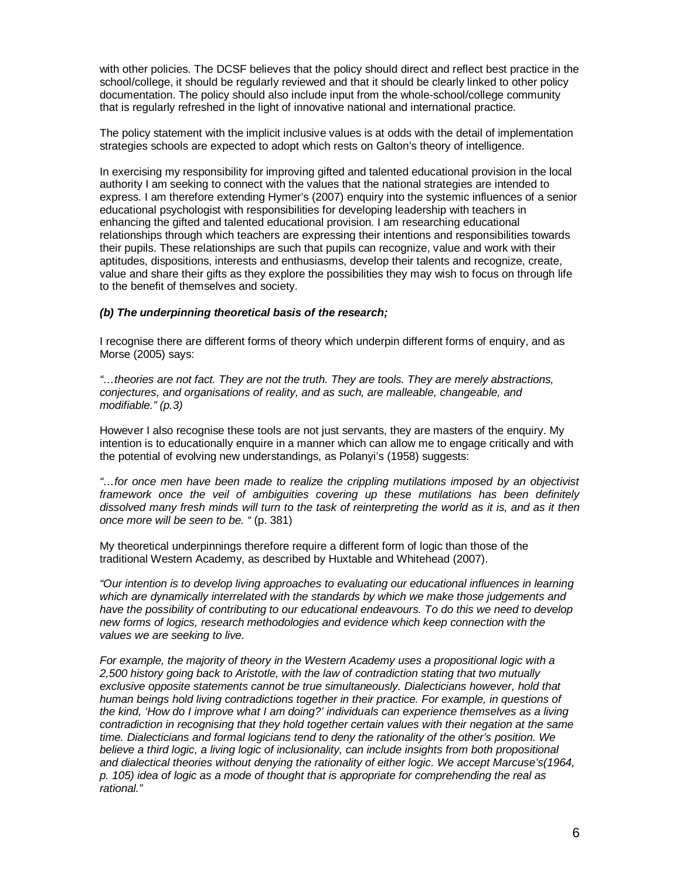with other policies. The DCSF believes that the policy should direct and reflect best practice in the school/college, it should be regularly reviewed and that it should be clearly linked to other policy documentation. The policy should also include input from the whole-school/college community that is regularly refreshed in the light of innovative national and international practice.

The policy statement with the implicit inclusive values is at odds with the detail of implementation strategies schools are expected to adopt which rests on Galton's theory of intelligence.

In exercising my responsibility for improving gifted and talented educational provision in the local authority I am seeking to connect with the values that the national strategies are intended to express. I am therefore extending Hymer's (2007) enquiry into the systemic influences of a senior educational psychologist with responsibilities for developing leadership with teachers in enhancing the gifted and talented educational provision. I am researching educational relationships through which teachers are expressing their intentions and responsibilities towards their pupils. These relationships are such that pupils can recognize, value and work with their aptitudes, dispositions, interests and enthusiasms, develop their talents and recognize, create, value and share their gifts as they explore the possibilities they may wish to focus on through life to the benefit of themselves and society.

***(b) The underpinning theoretical basis of the research;***

I recognise there are different forms of theory which underpin different forms of enquiry, and as Morse (2005) says:

*"…theories are not fact. They are not the truth. They are tools. They are merely abstractions, conjectures, and organisations of reality, and as such, are malleable, changeable, and modifiable." (p.3)*

However I also recognise these tools are not just servants, they are masters of the enquiry. My intention is to educationally enquire in a manner which can allow me to engage critically and with the potential of evolving new understandings, as Polanyi's (1958) suggests:

*"…for once men have been made to realize the crippling mutilations imposed by an objectivist framework once the veil of ambiguities covering up these mutilations has been definitely dissolved many fresh minds will turn to the task of reinterpreting the world as it is, and as it then once more will be seen to be. "* (p. 381)

My theoretical underpinnings therefore require a different form of logic than those of the traditional Western Academy, as described by Huxtable and Whitehead (2007).

*"Our intention is to develop living approaches to evaluating our educational influences in learning which are dynamically interrelated with the standards by which we make those judgements and have the possibility of contributing to our educational endeavours. To do this we need to develop new forms of logics, research methodologies and evidence which keep connection with the values we are seeking to live.*

*For example, the majority of theory in the Western Academy uses a propositional logic with a 2,500 history going back to Aristotle, with the law of contradiction stating that two mutually exclusive opposite statements cannot be true simultaneously. Dialecticians however, hold that human beings hold living contradictions together in their practice. For example, in questions of the kind, 'How do I improve what I am doing?' individuals can experience themselves as a living contradiction in recognising that they hold together certain values with their negation at the same time. Dialecticians and formal logicians tend to deny the rationality of the other's position. We believe a third logic, a living logic of inclusionality, can include insights from both propositional and dialectical theories without denying the rationality of either logic. We accept Marcuse's(1964, p. 105) idea of logic as a mode of thought that is appropriate for comprehending the real as rational."*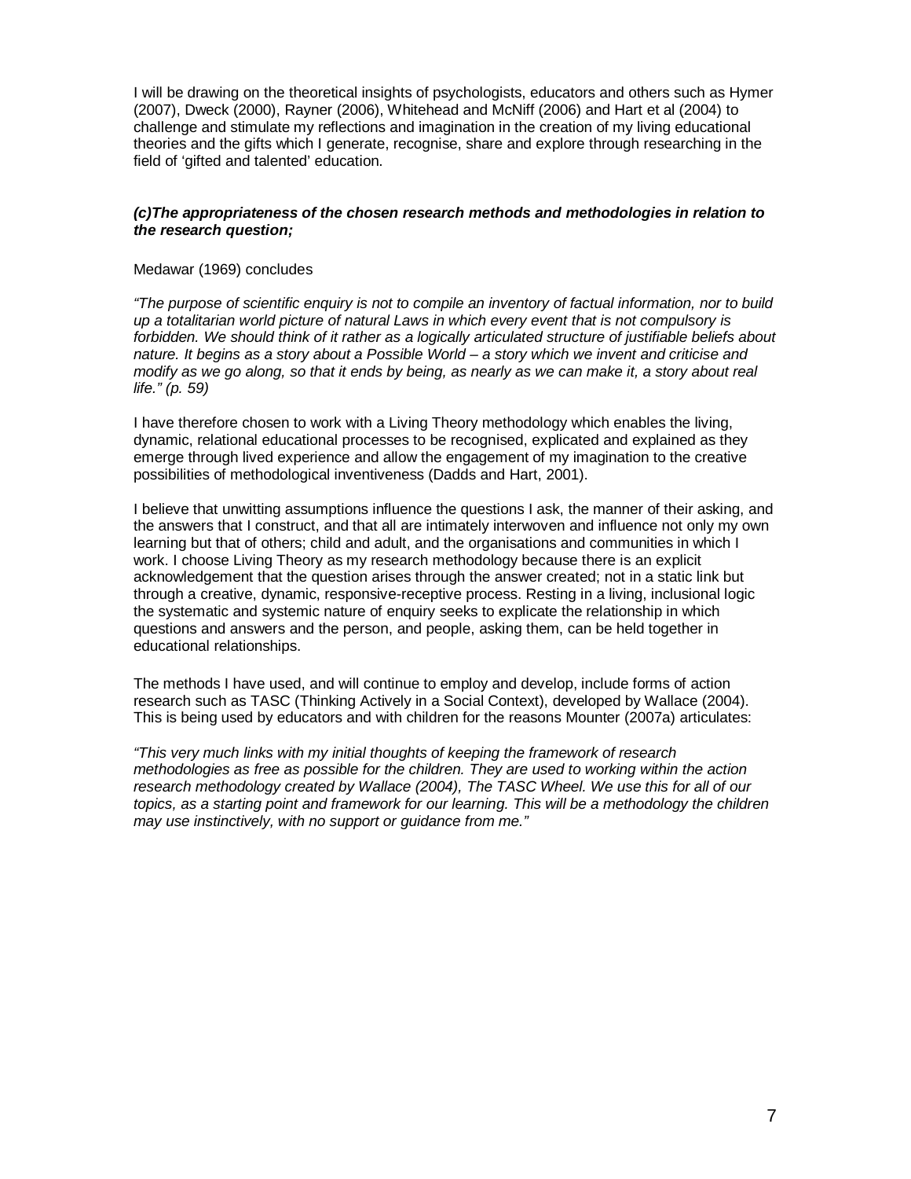I will be drawing on the theoretical insights of psychologists, educators and others such as Hymer (2007), Dweck (2000), Rayner (2006), Whitehead and McNiff (2006) and Hart et al (2004) to challenge and stimulate my reflections and imagination in the creation of my living educational theories and the gifts which I generate, recognise, share and explore through researching in the field of 'gifted and talented' education.

***(c)The appropriateness of the chosen research methods and methodologies in relation to the research question;***

Medawar (1969) concludes

*"The purpose of scientific enquiry is not to compile an inventory of factual information, nor to build up a totalitarian world picture of natural Laws in which every event that is not compulsory is forbidden. We should think of it rather as a logically articulated structure of justifiable beliefs about nature. It begins as a story about a Possible World – a story which we invent and criticise and modify as we go along, so that it ends by being, as nearly as we can make it, a story about real life." (p. 59)*

I have therefore chosen to work with a Living Theory methodology which enables the living, dynamic, relational educational processes to be recognised, explicated and explained as they emerge through lived experience and allow the engagement of my imagination to the creative possibilities of methodological inventiveness (Dadds and Hart, 2001).

I believe that unwitting assumptions influence the questions I ask, the manner of their asking, and the answers that I construct, and that all are intimately interwoven and influence not only my own learning but that of others; child and adult, and the organisations and communities in which I work. I choose Living Theory as my research methodology because there is an explicit acknowledgement that the question arises through the answer created; not in a static link but through a creative, dynamic, responsive-receptive process. Resting in a living, inclusional logic the systematic and systemic nature of enquiry seeks to explicate the relationship in which questions and answers and the person, and people, asking them, can be held together in educational relationships.

The methods I have used, and will continue to employ and develop, include forms of action research such as TASC (Thinking Actively in a Social Context), developed by Wallace (2004). This is being used by educators and with children for the reasons Mounter (2007a) articulates:

*"This very much links with my initial thoughts of keeping the framework of research methodologies as free as possible for the children. They are used to working within the action research methodology created by Wallace (2004), The TASC Wheel. We use this for all of our topics, as a starting point and framework for our learning. This will be a methodology the children may use instinctively, with no support or guidance from me."*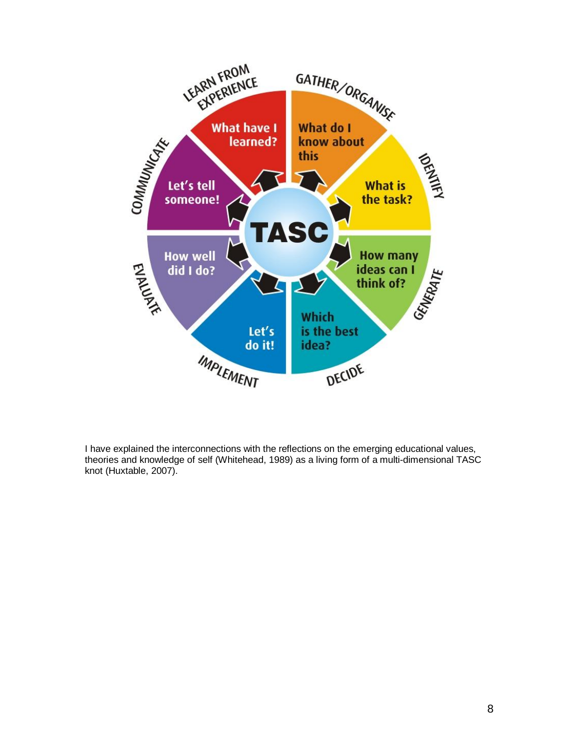I have explained the interconnections with the reflections on the emerging educational values, theories and knowledge of self (Whitehead, 1989) as a living form of a multi-dimensional TASC knot (Huxtable, 2007).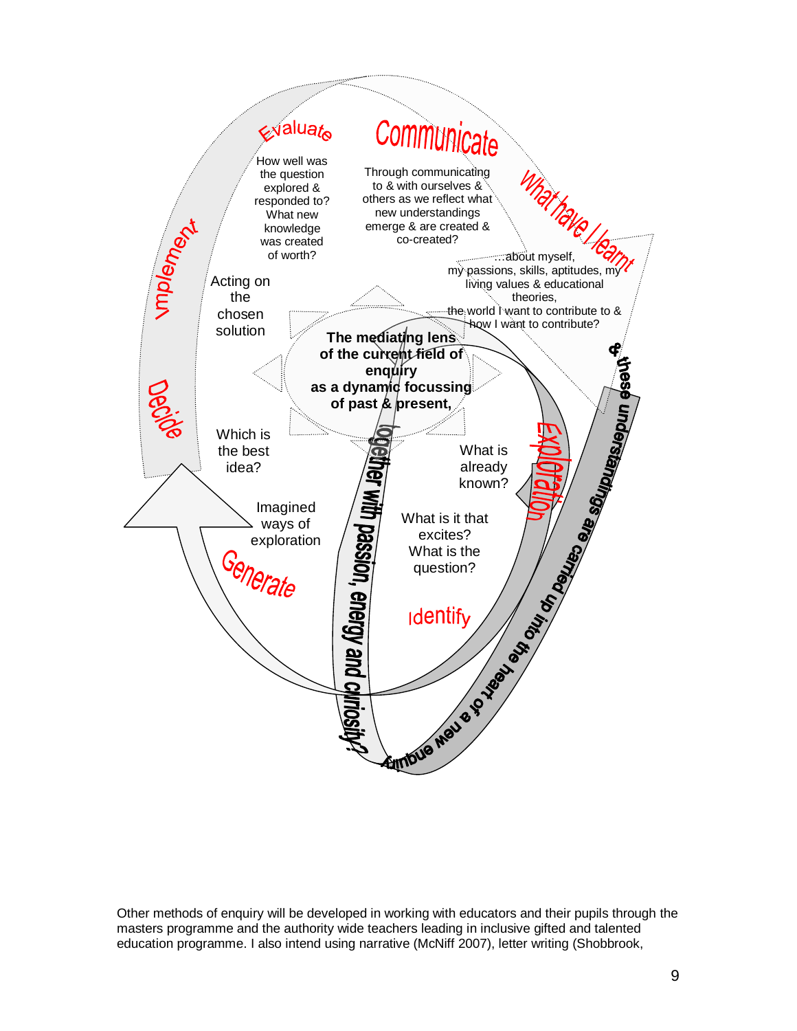Evaluate

How well was the question explored & responded to? What new knowledge was created of worth?

Communicate

Through communicating to & with ourselves & others as we reflect what new understandings emerge & are created & co-created?

What have I learnt

...about myself, my passions, skills, aptitudes, my living values & educational theories, the world I want to contribute to & how I want to contribute?

& these understandings are carried up into the heart of a new enquiry

Implement

Acting on the chosen solution

The mediating lens of the current field of enquiry as a dynamic focussing of past & present,

together with passion, energy and curiosity?

Decide

Which is the best idea?

Exploration

What is already known?

What is it that excites? What is the question?

Identify

Imagined ways of exploration

Generate

Other methods of enquiry will be developed in working with educators and their pupils through the masters programme and the authority wide teachers leading in inclusive gifted and talented education programme. I also intend using narrative (McNiff 2007), letter writing (Shobbrook,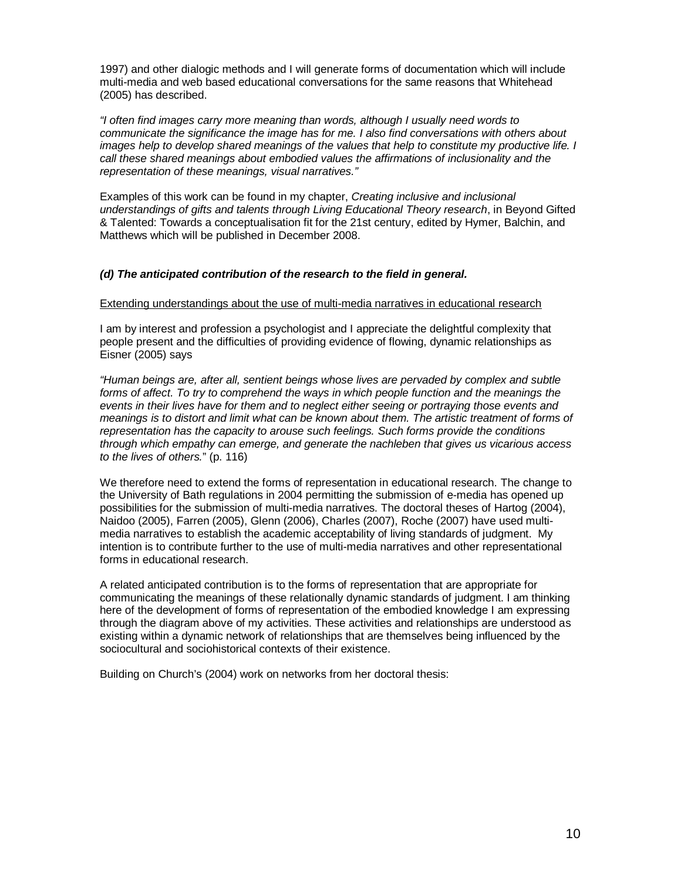1997) and other dialogic methods and I will generate forms of documentation which will include multi-media and web based educational conversations for the same reasons that Whitehead (2005) has described.

*"I often find images carry more meaning than words, although I usually need words to communicate the significance the image has for me. I also find conversations with others about images help to develop shared meanings of the values that help to constitute my productive life. I call these shared meanings about embodied values the affirmations of inclusionality and the representation of these meanings, visual narratives."*

Examples of this work can be found in my chapter, *Creating inclusive and inclusional understandings of gifts and talents through Living Educational Theory research*, in Beyond Gifted & Talented: Towards a conceptualisation fit for the 21st century, edited by Hymer, Balchin, and Matthews which will be published in December 2008.

### *(d) The anticipated contribution of the research to the field in general.*

<u>Extending understandings about the use of multi-media narratives in educational research</u>

I am by interest and profession a psychologist and I appreciate the delightful complexity that people present and the difficulties of providing evidence of flowing, dynamic relationships as Eisner (2005) says

*"Human beings are, after all, sentient beings whose lives are pervaded by complex and subtle forms of affect. To try to comprehend the ways in which people function and the meanings the events in their lives have for them and to neglect either seeing or portraying those events and meanings is to distort and limit what can be known about them. The artistic treatment of forms of representation has the capacity to arouse such feelings. Such forms provide the conditions through which empathy can emerge, and generate the nachleben that gives us vicarious access to the lives of others."* (p. 116)

We therefore need to extend the forms of representation in educational research. The change to the University of Bath regulations in 2004 permitting the submission of e-media has opened up possibilities for the submission of multi-media narratives. The doctoral theses of Hartog (2004), Naidoo (2005), Farren (2005), Glenn (2006), Charles (2007), Roche (2007) have used multi-media narratives to establish the academic acceptability of living standards of judgment. My intention is to contribute further to the use of multi-media narratives and other representational forms in educational research.

A related anticipated contribution is to the forms of representation that are appropriate for communicating the meanings of these relationally dynamic standards of judgment. I am thinking here of the development of forms of representation of the embodied knowledge I am expressing through the diagram above of my activities. These activities and relationships are understood as existing within a dynamic network of relationships that are themselves being influenced by the sociocultural and sociohistorical contexts of their existence.

Building on Church's (2004) work on networks from her doctoral thesis: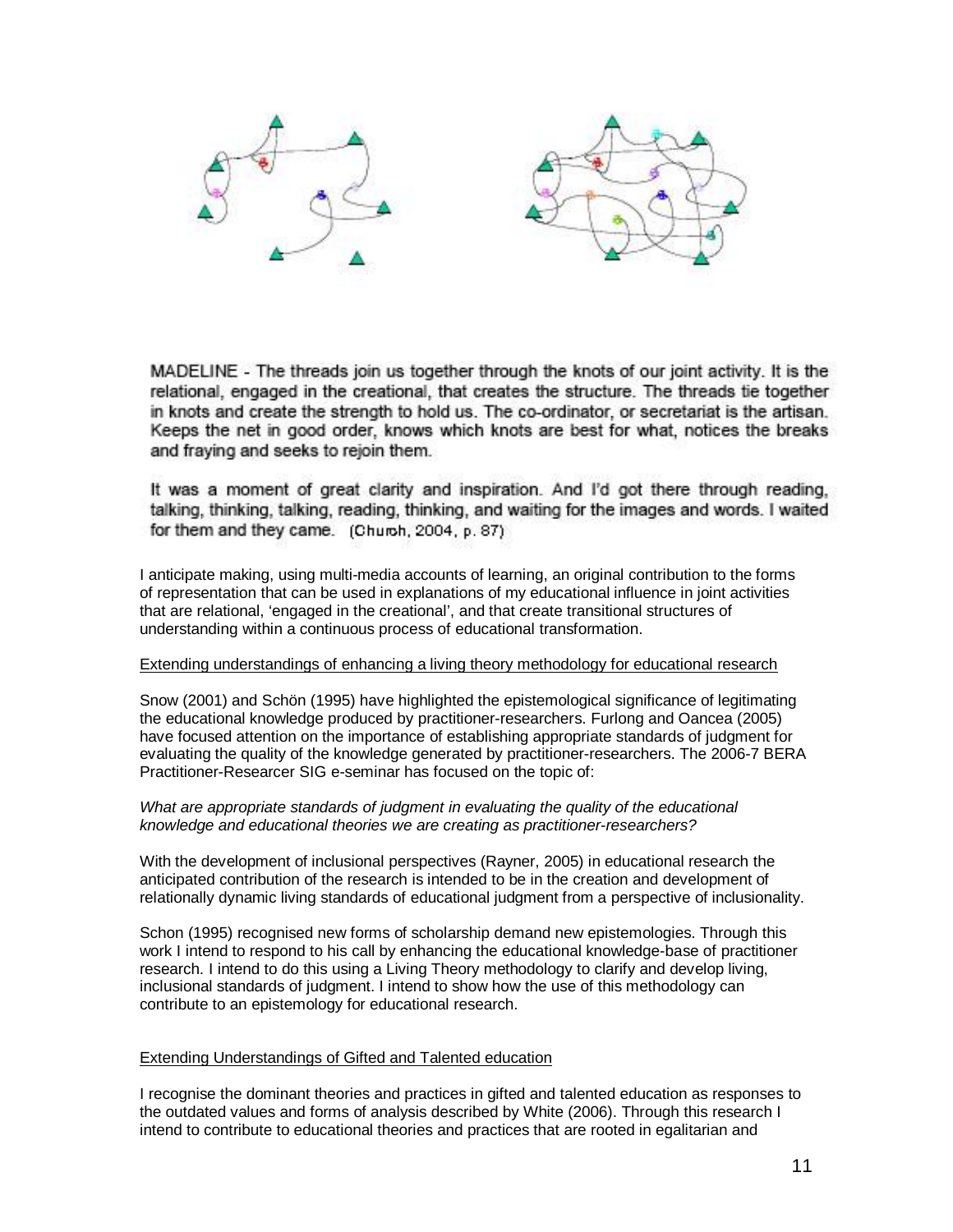MADELINE - The threads join us together through the knots of our joint activity. It is the relational, engaged in the creational, that creates the structure. The threads tie together in knots and create the strength to hold us. The co-ordinator, or secretariat is the artisan. Keeps the net in good order, knows which knots are best for what, notices the breaks and fraying and seeks to rejoin them.

It was a moment of great clarity and inspiration. And I'd got there through reading, talking, thinking, talking, reading, thinking, and waiting for the images and words. I waited for them and they came. (Church, 2004, p. 87)

I anticipate making, using multi-media accounts of learning, an original contribution to the forms of representation that can be used in explanations of my educational influence in joint activities that are relational, 'engaged in the creational', and that create transitional structures of understanding within a continuous process of educational transformation.

Extending understandings of enhancing a living theory methodology for educational research

Snow (2001) and Schön (1995) have highlighted the epistemological significance of legitimating the educational knowledge produced by practitioner-researchers. Furlong and Oancea (2005) have focused attention on the importance of establishing appropriate standards of judgment for evaluating the quality of the knowledge generated by practitioner-researchers. The 2006-7 BERA Practitioner-Researcer SIG e-seminar has focused on the topic of:

*What are appropriate standards of judgment in evaluating the quality of the educational knowledge and educational theories we are creating as practitioner-researchers?*

With the development of inclusional perspectives (Rayner, 2005) in educational research the anticipated contribution of the research is intended to be in the creation and development of relationally dynamic living standards of educational judgment from a perspective of inclusionality.

Schon (1995) recognised new forms of scholarship demand new epistemologies. Through this work I intend to respond to his call by enhancing the educational knowledge-base of practitioner research. I intend to do this using a Living Theory methodology to clarify and develop living, inclusional standards of judgment. I intend to show how the use of this methodology can contribute to an epistemology for educational research.

Extending Understandings of Gifted and Talented education

I recognise the dominant theories and practices in gifted and talented education as responses to the outdated values and forms of analysis described by White (2006). Through this research I intend to contribute to educational theories and practices that are rooted in egalitarian and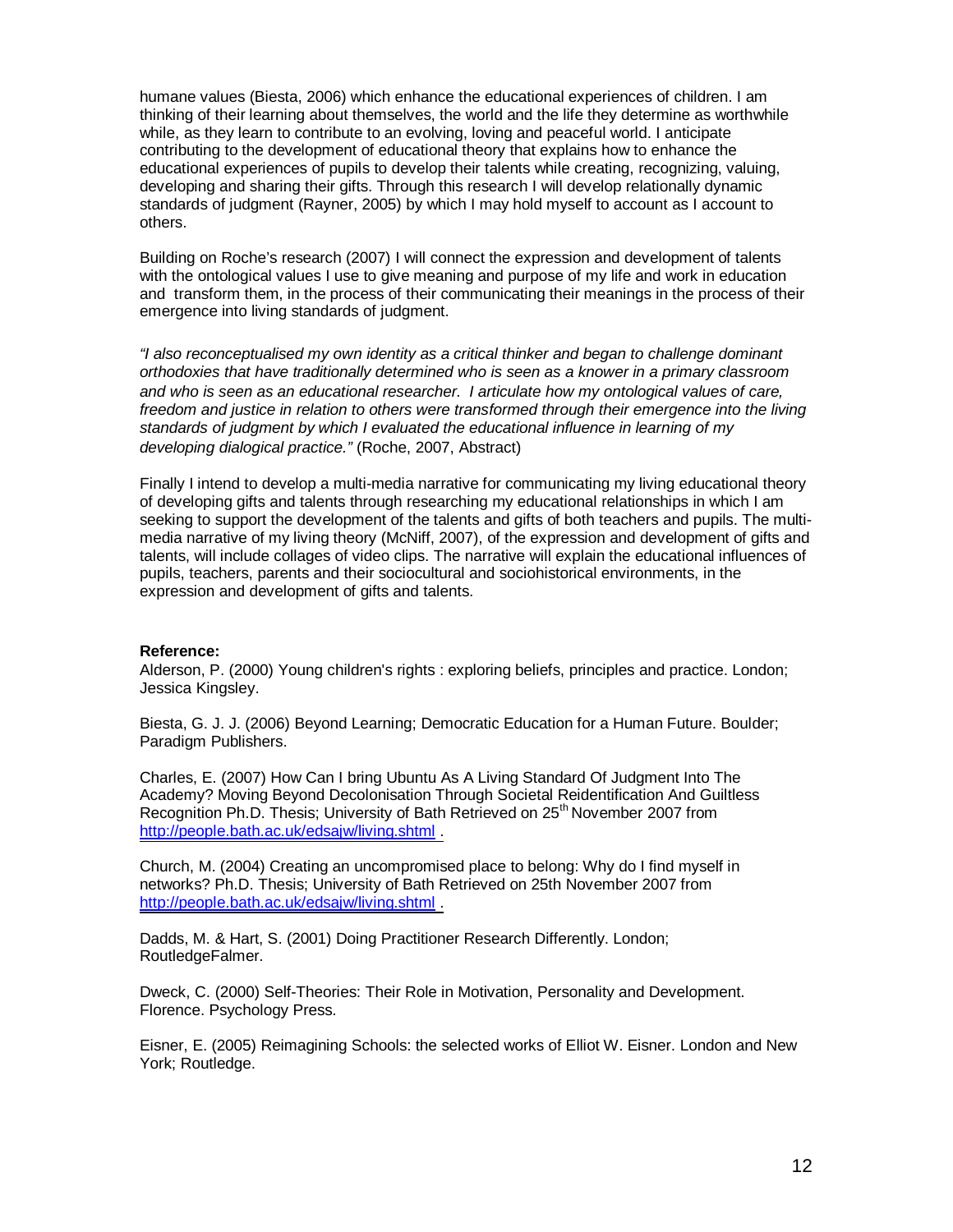humane values (Biesta, 2006) which enhance the educational experiences of children. I am thinking of their learning about themselves, the world and the life they determine as worthwhile while, as they learn to contribute to an evolving, loving and peaceful world. I anticipate contributing to the development of educational theory that explains how to enhance the educational experiences of pupils to develop their talents while creating, recognizing, valuing, developing and sharing their gifts. Through this research I will develop relationally dynamic standards of judgment (Rayner, 2005) by which I may hold myself to account as I account to others.

Building on Roche's research (2007) I will connect the expression and development of talents with the ontological values I use to give meaning and purpose of my life and work in education and transform them, in the process of their communicating their meanings in the process of their emergence into living standards of judgment.

*"I also reconceptualised my own identity as a critical thinker and began to challenge dominant orthodoxies that have traditionally determined who is seen as a knower in a primary classroom and who is seen as an educational researcher. I articulate how my ontological values of care, freedom and justice in relation to others were transformed through their emergence into the living standards of judgment by which I evaluated the educational influence in learning of my developing dialogical practice."* (Roche, 2007, Abstract)

Finally I intend to develop a multi-media narrative for communicating my living educational theory of developing gifts and talents through researching my educational relationships in which I am seeking to support the development of the talents and gifts of both teachers and pupils. The multi-media narrative of my living theory (McNiff, 2007), of the expression and development of gifts and talents, will include collages of video clips. The narrative will explain the educational influences of pupils, teachers, parents and their sociocultural and sociohistorical environments, in the expression and development of gifts and talents.

**Reference:**

Alderson, P. (2000) Young children's rights : exploring beliefs, principles and practice. London; Jessica Kingsley.

Biesta, G. J. J. (2006) Beyond Learning; Democratic Education for a Human Future. Boulder; Paradigm Publishers.

Charles, E. (2007) How Can I bring Ubuntu As A Living Standard Of Judgment Into The Academy? Moving Beyond Decolonisation Through Societal Reidentification And Guiltless Recognition Ph.D. Thesis; University of Bath Retrieved on 25th November 2007 from http://people.bath.ac.uk/edsajw/living.shtml .

Church, M. (2004) Creating an uncompromised place to belong: Why do I find myself in networks? Ph.D. Thesis; University of Bath Retrieved on 25th November 2007 from http://people.bath.ac.uk/edsajw/living.shtml .

Dadds, M. & Hart, S. (2001) Doing Practitioner Research Differently. London; RoutledgeFalmer.

Dweck, C. (2000) Self-Theories: Their Role in Motivation, Personality and Development. Florence. Psychology Press.

Eisner, E. (2005) Reimagining Schools: the selected works of Elliot W. Eisner. London and New York; Routledge.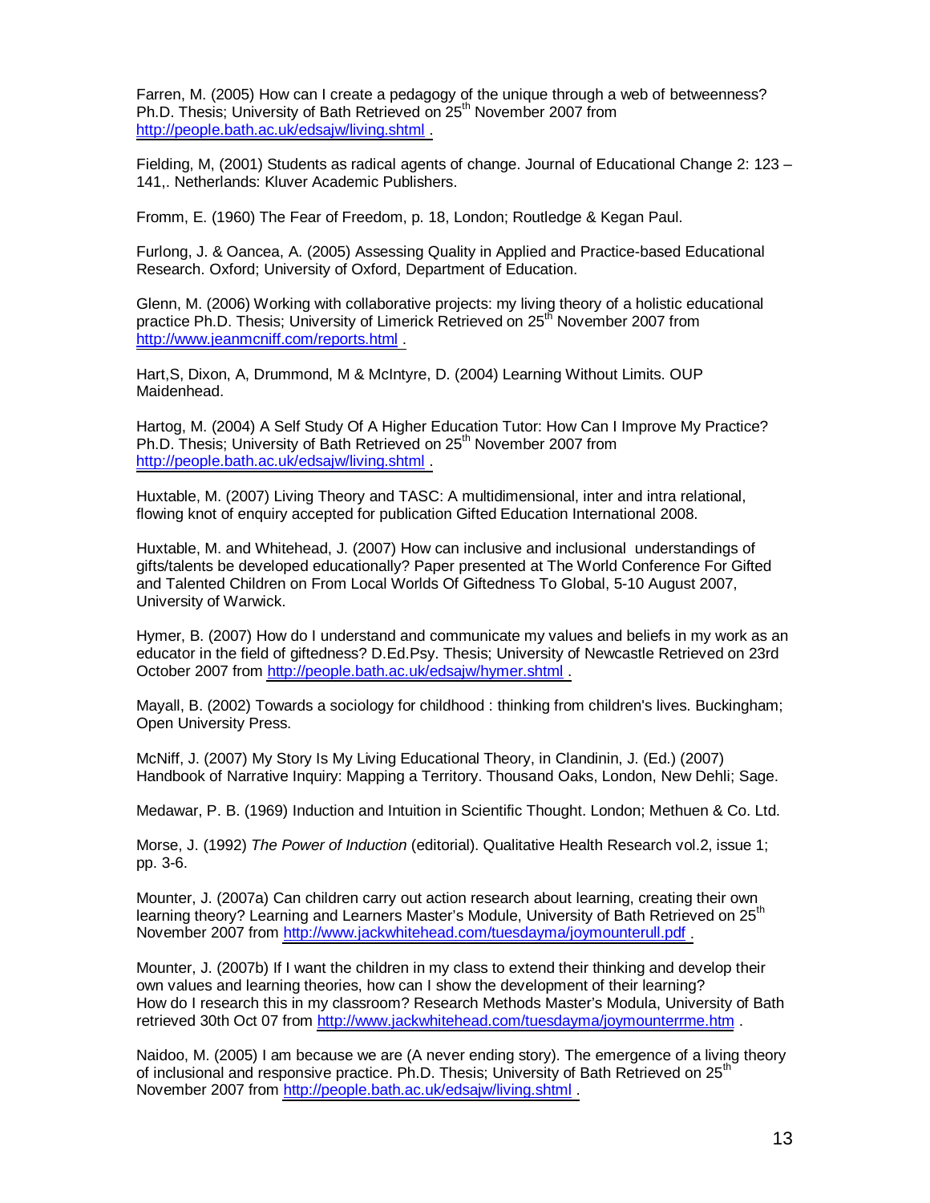Farren, M. (2005) How can I create a pedagogy of the unique through a web of betweenness? Ph.D. Thesis; University of Bath Retrieved on 25th November 2007 from http://people.bath.ac.uk/edsajw/living.shtml .

Fielding, M, (2001) Students as radical agents of change. Journal of Educational Change 2: 123 – 141,. Netherlands: Kluver Academic Publishers.

Fromm, E. (1960) The Fear of Freedom, p. 18, London; Routledge & Kegan Paul.

Furlong, J. & Oancea, A. (2005) Assessing Quality in Applied and Practice-based Educational Research. Oxford; University of Oxford, Department of Education.

Glenn, M. (2006) Working with collaborative projects: my living theory of a holistic educational practice Ph.D. Thesis; University of Limerick Retrieved on 25th November 2007 from http://www.jeanmcniff.com/reports.html .

Hart,S, Dixon, A, Drummond, M & McIntyre, D. (2004) Learning Without Limits. OUP Maidenhead.

Hartog, M. (2004) A Self Study Of A Higher Education Tutor: How Can I Improve My Practice? Ph.D. Thesis; University of Bath Retrieved on 25th November 2007 from http://people.bath.ac.uk/edsajw/living.shtml .

Huxtable, M. (2007) Living Theory and TASC: A multidimensional, inter and intra relational, flowing knot of enquiry accepted for publication Gifted Education International 2008.

Huxtable, M. and Whitehead, J. (2007) How can inclusive and inclusional understandings of gifts/talents be developed educationally? Paper presented at The World Conference For Gifted and Talented Children on From Local Worlds Of Giftedness To Global, 5-10 August 2007, University of Warwick.

Hymer, B. (2007) How do I understand and communicate my values and beliefs in my work as an educator in the field of giftedness? D.Ed.Psy. Thesis; University of Newcastle Retrieved on 23rd October 2007 from http://people.bath.ac.uk/edsajw/hymer.shtml .

Mayall, B. (2002) Towards a sociology for childhood : thinking from children's lives. Buckingham; Open University Press.

McNiff, J. (2007) My Story Is My Living Educational Theory, in Clandinin, J. (Ed.) (2007) Handbook of Narrative Inquiry: Mapping a Territory. Thousand Oaks, London, New Dehli; Sage.

Medawar, P. B. (1969) Induction and Intuition in Scientific Thought. London; Methuen & Co. Ltd.

Morse, J. (1992) *The Power of Induction* (editorial). Qualitative Health Research vol.2, issue 1; pp. 3-6.

Mounter, J. (2007a) Can children carry out action research about learning, creating their own learning theory? Learning and Learners Master's Module, University of Bath Retrieved on 25th November 2007 from http://www.jackwhitehead.com/tuesdayma/joymounterull.pdf .

Mounter, J. (2007b) If I want the children in my class to extend their thinking and develop their own values and learning theories, how can I show the development of their learning? How do I research this in my classroom? Research Methods Master's Modula, University of Bath retrieved 30th Oct 07 from http://www.jackwhitehead.com/tuesdayma/joymounterrme.htm .

Naidoo, M. (2005) I am because we are (A never ending story). The emergence of a living theory of inclusional and responsive practice. Ph.D. Thesis; University of Bath Retrieved on 25th November 2007 from http://people.bath.ac.uk/edsajw/living.shtml .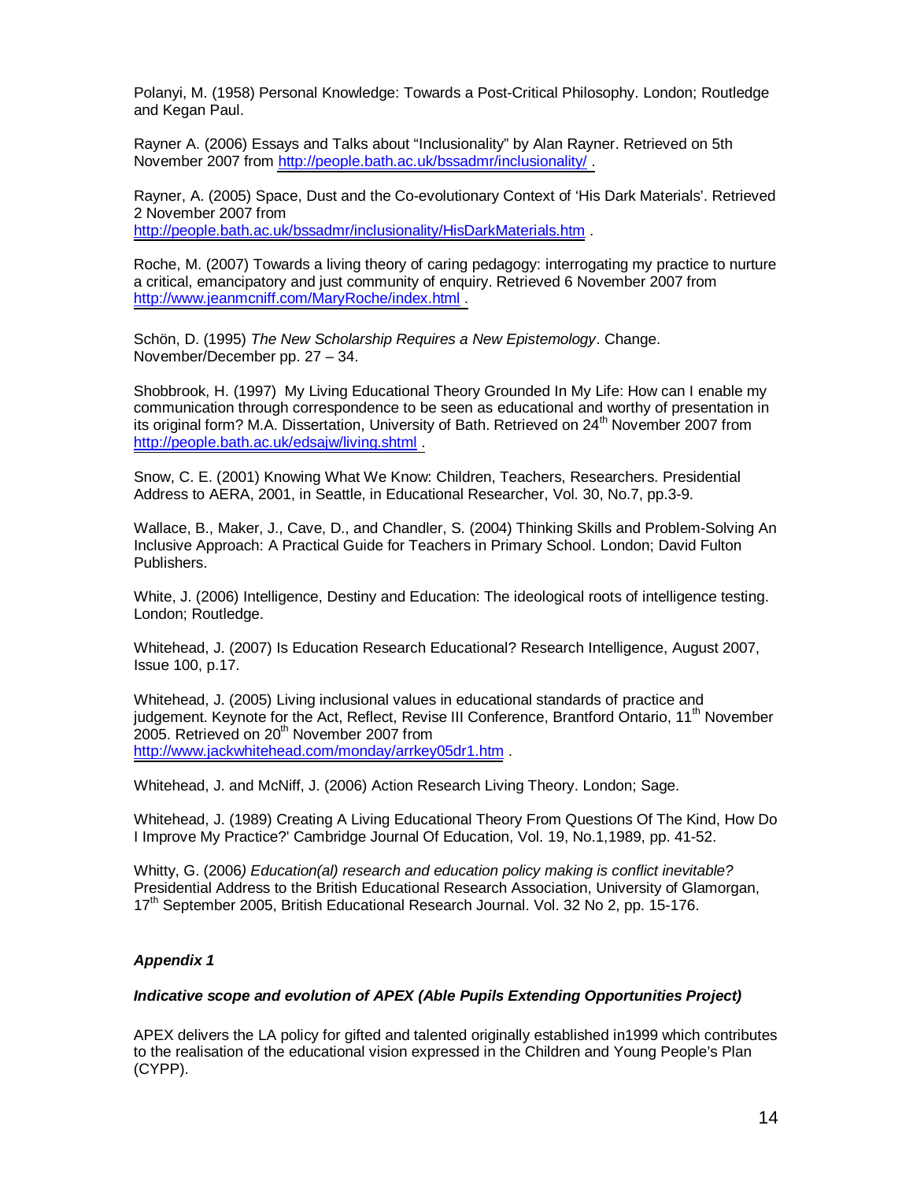Polanyi, M. (1958) Personal Knowledge: Towards a Post-Critical Philosophy. London; Routledge and Kegan Paul.

Rayner A. (2006) Essays and Talks about "Inclusionality" by Alan Rayner. Retrieved on 5th November 2007 from http://people.bath.ac.uk/bssadmr/inclusionality/ .

Rayner, A. (2005) Space, Dust and the Co-evolutionary Context of 'His Dark Materials'. Retrieved 2 November 2007 from http://people.bath.ac.uk/bssadmr/inclusionality/HisDarkMaterials.htm .

Roche, M. (2007) Towards a living theory of caring pedagogy: interrogating my practice to nurture a critical, emancipatory and just community of enquiry. Retrieved 6 November 2007 from http://www.jeanmcniff.com/MaryRoche/index.html .

Schön, D. (1995) *The New Scholarship Requires a New Epistemology*. Change. November/December pp. 27 – 34.

Shobbrook, H. (1997) My Living Educational Theory Grounded In My Life: How can I enable my communication through correspondence to be seen as educational and worthy of presentation in its original form? M.A. Dissertation, University of Bath. Retrieved on 24th November 2007 from http://people.bath.ac.uk/edsajw/living.shtml .

Snow, C. E. (2001) Knowing What We Know: Children, Teachers, Researchers. Presidential Address to AERA, 2001, in Seattle, in Educational Researcher, Vol. 30, No.7, pp.3-9.

Wallace, B., Maker, J., Cave, D., and Chandler, S. (2004) Thinking Skills and Problem-Solving An Inclusive Approach: A Practical Guide for Teachers in Primary School. London; David Fulton Publishers.

White, J. (2006) Intelligence, Destiny and Education: The ideological roots of intelligence testing. London; Routledge.

Whitehead, J. (2007) Is Education Research Educational? Research Intelligence, August 2007, Issue 100, p.17.

Whitehead, J. (2005) Living inclusional values in educational standards of practice and judgement. Keynote for the Act, Reflect, Revise III Conference, Brantford Ontario, 11th November 2005. Retrieved on 20th November 2007 from http://www.jackwhitehead.com/monday/arrkey05dr1.htm .

Whitehead, J. and McNiff, J. (2006) Action Research Living Theory. London; Sage.

Whitehead, J. (1989) Creating A Living Educational Theory From Questions Of The Kind, How Do I Improve My Practice?' Cambridge Journal Of Education, Vol. 19, No.1,1989, pp. 41-52.

Whitty, G. (2006*) Education(al) research and education policy making is conflict inevitable?* Presidential Address to the British Educational Research Association, University of Glamorgan, 17th September 2005, British Educational Research Journal. Vol. 32 No 2, pp. 15-176.

***Appendix 1***

***Indicative scope and evolution of APEX (Able Pupils Extending Opportunities Project)***

APEX delivers the LA policy for gifted and talented originally established in1999 which contributes to the realisation of the educational vision expressed in the Children and Young People's Plan (CYPP).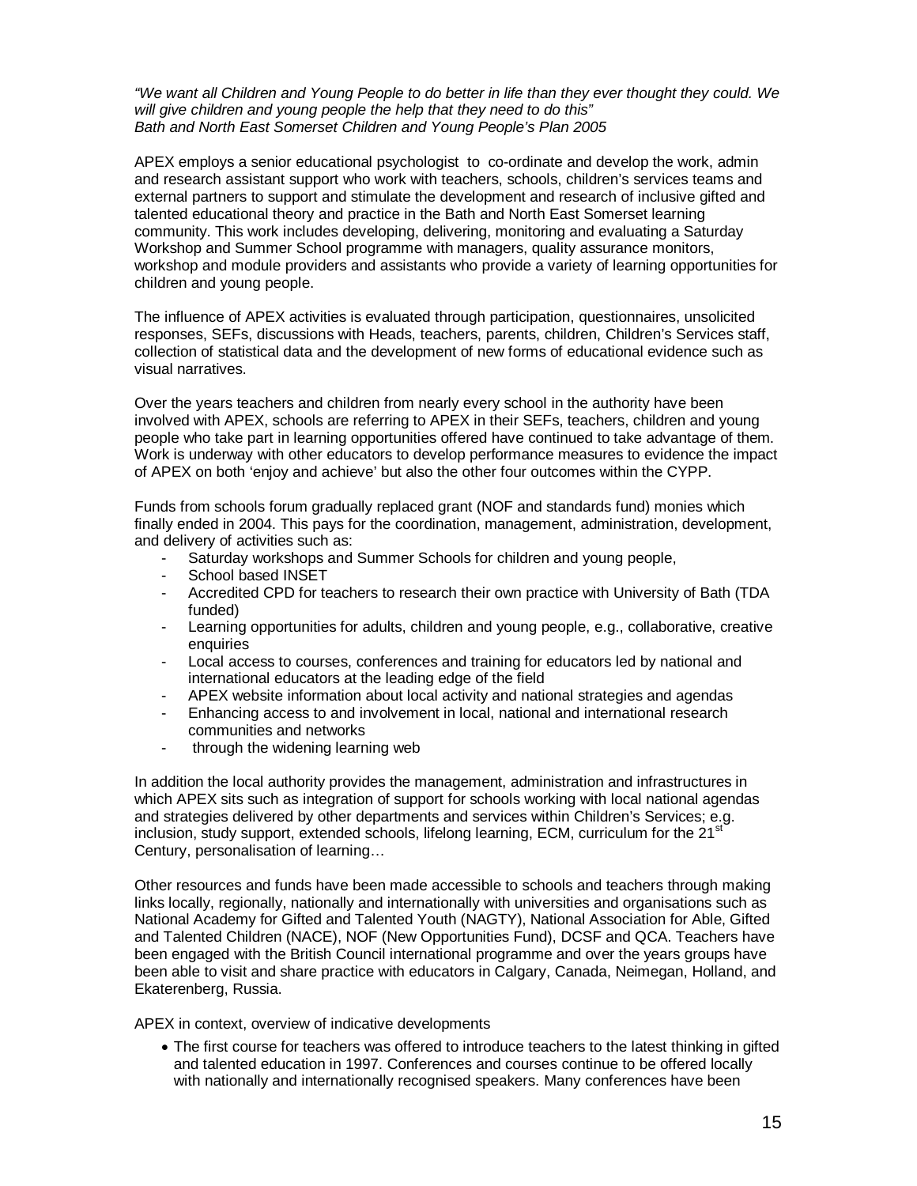*"We want all Children and Young People to do better in life than they ever thought they could. We will give children and young people the help that they need to do this"*
*Bath and North East Somerset Children and Young People's Plan 2005*

APEX employs a senior educational psychologist to co-ordinate and develop the work, admin and research assistant support who work with teachers, schools, children's services teams and external partners to support and stimulate the development and research of inclusive gifted and talented educational theory and practice in the Bath and North East Somerset learning community. This work includes developing, delivering, monitoring and evaluating a Saturday Workshop and Summer School programme with managers, quality assurance monitors, workshop and module providers and assistants who provide a variety of learning opportunities for children and young people.

The influence of APEX activities is evaluated through participation, questionnaires, unsolicited responses, SEFs, discussions with Heads, teachers, parents, children, Children's Services staff, collection of statistical data and the development of new forms of educational evidence such as visual narratives.

Over the years teachers and children from nearly every school in the authority have been involved with APEX, schools are referring to APEX in their SEFs, teachers, children and young people who take part in learning opportunities offered have continued to take advantage of them. Work is underway with other educators to develop performance measures to evidence the impact of APEX on both 'enjoy and achieve' but also the other four outcomes within the CYPP.

Funds from schools forum gradually replaced grant (NOF and standards fund) monies which finally ended in 2004. This pays for the coordination, management, administration, development, and delivery of activities such as:

- Saturday workshops and Summer Schools for children and young people,
- School based INSET
- Accredited CPD for teachers to research their own practice with University of Bath (TDA funded)
- Learning opportunities for adults, children and young people, e.g., collaborative, creative enquiries
- Local access to courses, conferences and training for educators led by national and international educators at the leading edge of the field
- APEX website information about local activity and national strategies and agendas
- Enhancing access to and involvement in local, national and international research communities and networks
- through the widening learning web

In addition the local authority provides the management, administration and infrastructures in which APEX sits such as integration of support for schools working with local national agendas and strategies delivered by other departments and services within Children's Services; e.g. inclusion, study support, extended schools, lifelong learning, ECM, curriculum for the 21st Century, personalisation of learning…

Other resources and funds have been made accessible to schools and teachers through making links locally, regionally, nationally and internationally with universities and organisations such as National Academy for Gifted and Talented Youth (NAGTY), National Association for Able, Gifted and Talented Children (NACE), NOF (New Opportunities Fund), DCSF and QCA. Teachers have been engaged with the British Council international programme and over the years groups have been able to visit and share practice with educators in Calgary, Canada, Neimegan, Holland, and Ekaterenberg, Russia.

APEX in context, overview of indicative developments

- The first course for teachers was offered to introduce teachers to the latest thinking in gifted and talented education in 1997. Conferences and courses continue to be offered locally with nationally and internationally recognised speakers. Many conferences have been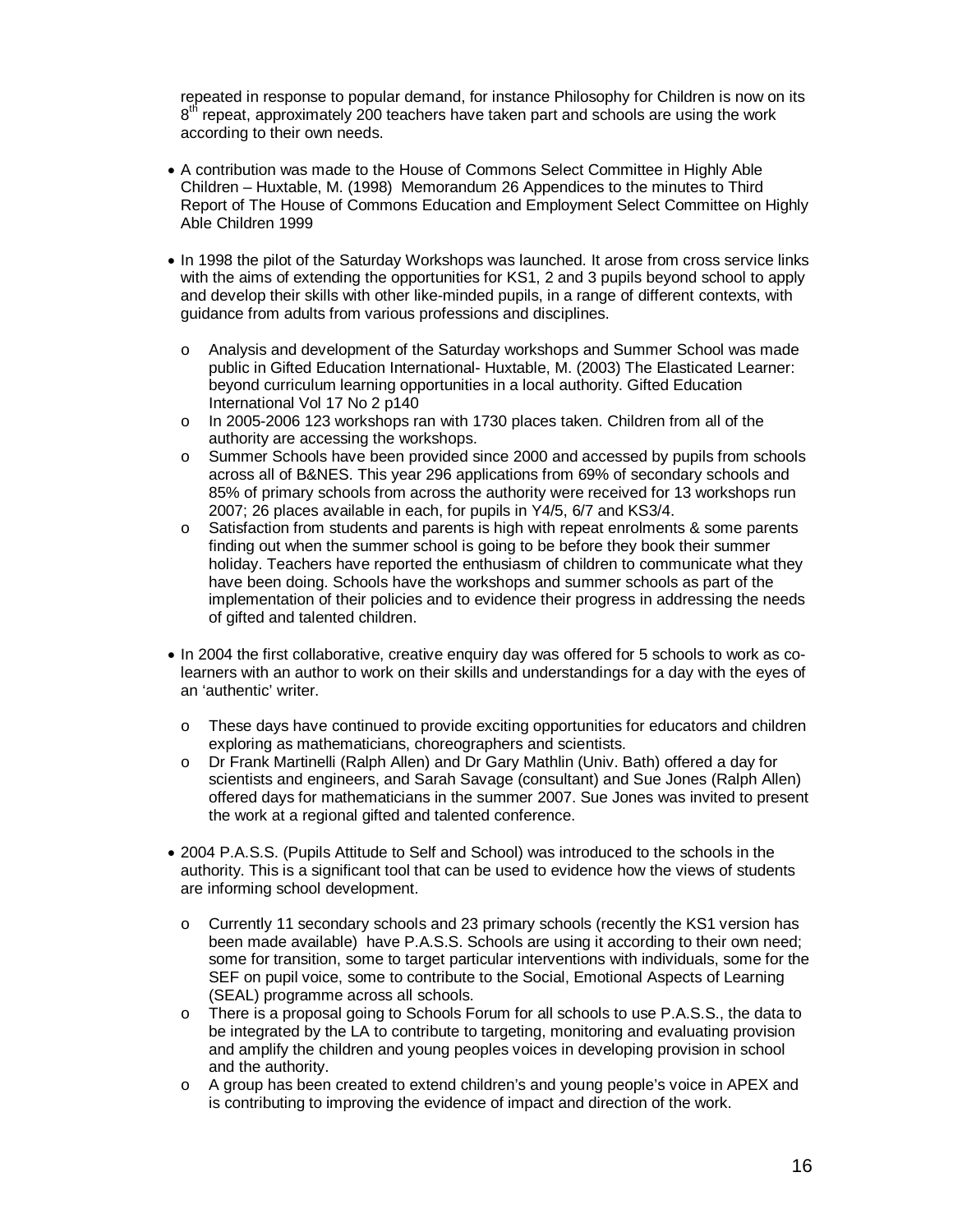repeated in response to popular demand, for instance Philosophy for Children is now on its 8th repeat, approximately 200 teachers have taken part and schools are using the work according to their own needs.

- A contribution was made to the House of Commons Select Committee in Highly Able Children – Huxtable, M. (1998) Memorandum 26 Appendices to the minutes to Third Report of The House of Commons Education and Employment Select Committee on Highly Able Children 1999

- In 1998 the pilot of the Saturday Workshops was launched. It arose from cross service links with the aims of extending the opportunities for KS1, 2 and 3 pupils beyond school to apply and develop their skills with other like-minded pupils, in a range of different contexts, with guidance from adults from various professions and disciplines.
  - Analysis and development of the Saturday workshops and Summer School was made public in Gifted Education International- Huxtable, M. (2003) The Elasticated Learner: beyond curriculum learning opportunities in a local authority. Gifted Education International Vol 17 No 2 p140
  - In 2005-2006 123 workshops ran with 1730 places taken. Children from all of the authority are accessing the workshops.
  - Summer Schools have been provided since 2000 and accessed by pupils from schools across all of B&NES. This year 296 applications from 69% of secondary schools and 85% of primary schools from across the authority were received for 13 workshops run 2007; 26 places available in each, for pupils in Y4/5, 6/7 and KS3/4.
  - Satisfaction from students and parents is high with repeat enrolments & some parents finding out when the summer school is going to be before they book their summer holiday. Teachers have reported the enthusiasm of children to communicate what they have been doing. Schools have the workshops and summer schools as part of the implementation of their policies and to evidence their progress in addressing the needs of gifted and talented children.

- In 2004 the first collaborative, creative enquiry day was offered for 5 schools to work as co-learners with an author to work on their skills and understandings for a day with the eyes of an 'authentic' writer.
  - These days have continued to provide exciting opportunities for educators and children exploring as mathematicians, choreographers and scientists.
  - Dr Frank Martinelli (Ralph Allen) and Dr Gary Mathlin (Univ. Bath) offered a day for scientists and engineers, and Sarah Savage (consultant) and Sue Jones (Ralph Allen) offered days for mathematicians in the summer 2007. Sue Jones was invited to present the work at a regional gifted and talented conference.

- 2004 P.A.S.S. (Pupils Attitude to Self and School) was introduced to the schools in the authority. This is a significant tool that can be used to evidence how the views of students are informing school development.
  - Currently 11 secondary schools and 23 primary schools (recently the KS1 version has been made available) have P.A.S.S. Schools are using it according to their own need; some for transition, some to target particular interventions with individuals, some for the SEF on pupil voice, some to contribute to the Social, Emotional Aspects of Learning (SEAL) programme across all schools.
  - There is a proposal going to Schools Forum for all schools to use P.A.S.S., the data to be integrated by the LA to contribute to targeting, monitoring and evaluating provision and amplify the children and young peoples voices in developing provision in school and the authority.
  - A group has been created to extend children's and young people's voice in APEX and is contributing to improving the evidence of impact and direction of the work.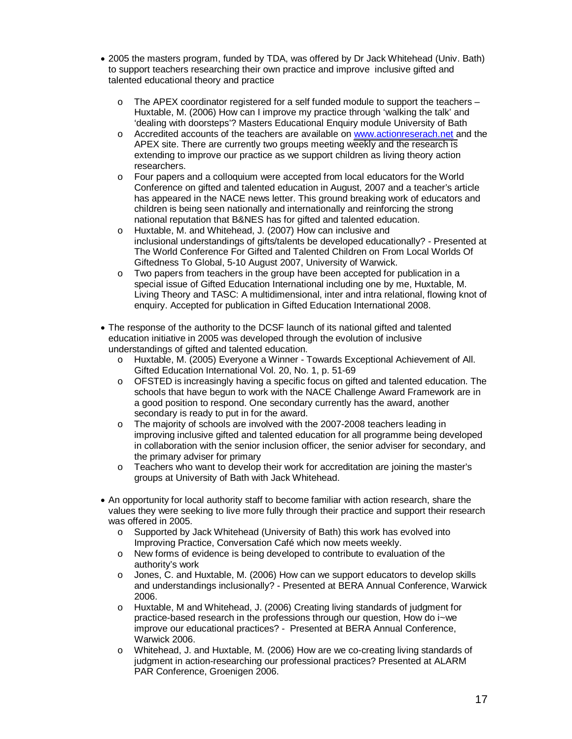- 2005 the masters program, funded by TDA, was offered by Dr Jack Whitehead (Univ. Bath) to support teachers researching their own practice and improve inclusive gifted and talented educational theory and practice
  - The APEX coordinator registered for a self funded module to support the teachers – Huxtable, M. (2006) How can I improve my practice through 'walking the talk' and 'dealing with doorsteps'? Masters Educational Enquiry module University of Bath
  - Accredited accounts of the teachers are available on [www.actionreserach.net](www.actionreserach.net) and the APEX site. There are currently two groups meeting weekly and the research is extending to improve our practice as we support children as living theory action researchers.
  - Four papers and a colloquium were accepted from local educators for the World Conference on gifted and talented education in August, 2007 and a teacher's article has appeared in the NACE news letter. This ground breaking work of educators and children is being seen nationally and internationally and reinforcing the strong national reputation that B&NES has for gifted and talented education.
  - Huxtable, M. and Whitehead, J. (2007) How can inclusive and inclusional understandings of gifts/talents be developed educationally? - Presented at The World Conference For Gifted and Talented Children on From Local Worlds Of Giftedness To Global, 5-10 August 2007, University of Warwick.
  - Two papers from teachers in the group have been accepted for publication in a special issue of Gifted Education International including one by me, Huxtable, M. Living Theory and TASC: A multidimensional, inter and intra relational, flowing knot of enquiry. Accepted for publication in Gifted Education International 2008.

- The response of the authority to the DCSF launch of its national gifted and talented education initiative in 2005 was developed through the evolution of inclusive understandings of gifted and talented education.
  - Huxtable, M. (2005) Everyone a Winner - Towards Exceptional Achievement of All. Gifted Education International Vol. 20, No. 1, p. 51-69
  - OFSTED is increasingly having a specific focus on gifted and talented education. The schools that have begun to work with the NACE Challenge Award Framework are in a good position to respond. One secondary currently has the award, another secondary is ready to put in for the award.
  - The majority of schools are involved with the 2007-2008 teachers leading in improving inclusive gifted and talented education for all programme being developed in collaboration with the senior inclusion officer, the senior adviser for secondary, and the primary adviser for primary
  - Teachers who want to develop their work for accreditation are joining the master's groups at University of Bath with Jack Whitehead.

- An opportunity for local authority staff to become familiar with action research, share the values they were seeking to live more fully through their practice and support their research was offered in 2005.
  - Supported by Jack Whitehead (University of Bath) this work has evolved into Improving Practice, Conversation Café which now meets weekly.
  - New forms of evidence is being developed to contribute to evaluation of the authority's work
  - Jones, C. and Huxtable, M. (2006) How can we support educators to develop skills and understandings inclusionally? - Presented at BERA Annual Conference, Warwick 2006.
  - Huxtable, M and Whitehead, J. (2006) Creating living standards of judgment for practice-based research in the professions through our question, How do i~we improve our educational practices? - Presented at BERA Annual Conference, Warwick 2006.
  - Whitehead, J. and Huxtable, M. (2006) How are we co-creating living standards of judgment in action-researching our professional practices? Presented at ALARM PAR Conference, Groenigen 2006.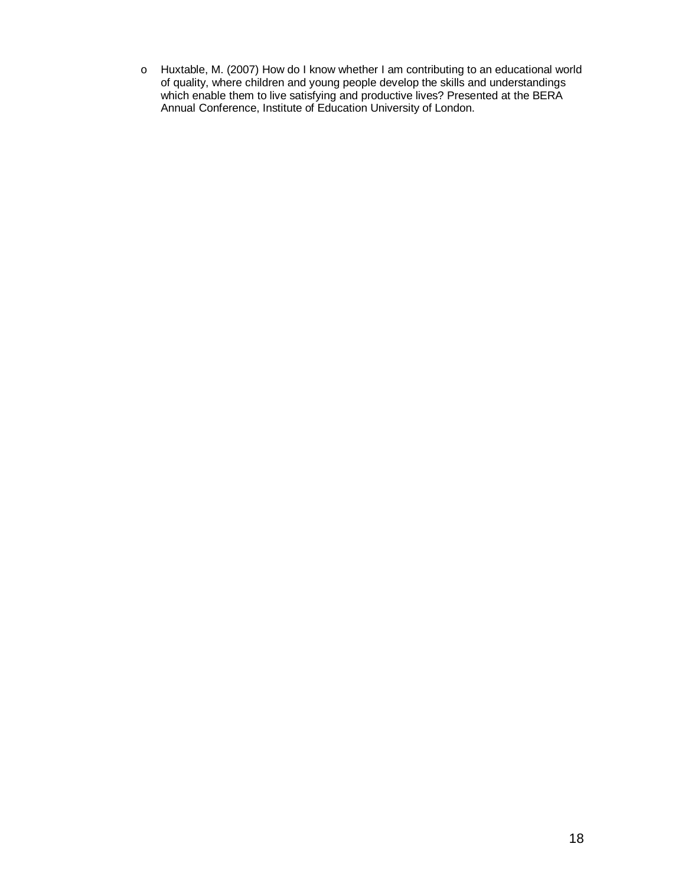- Huxtable, M. (2007) How do I know whether I am contributing to an educational world of quality, where children and young people develop the skills and understandings which enable them to live satisfying and productive lives? Presented at the BERA Annual Conference, Institute of Education University of London.